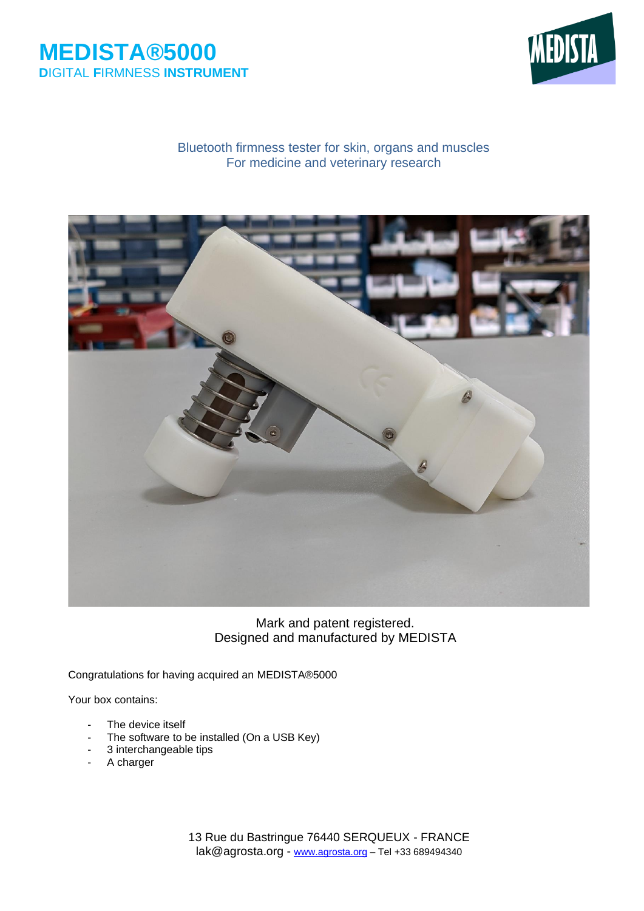# MEDISTA®5000

## DIGITAL FIRMNESS INSTRUMENT

Bluetooth firmness tester for skin, organs and muscles
For medicine and veterinary research

Mark and patent registered.
Designed and manufactured by MEDISTA

Congratulations for having acquired an MEDISTA®5000

Your box contains:

- The device itself
- The software to be installed (On a USB Key)
- 3 interchangeable tips
- A charger

13 Rue du Bastringue 76440 SERQUEUX - FRANCE
lak@agrosta.org - www.agrosta.org – Tel +33 689494340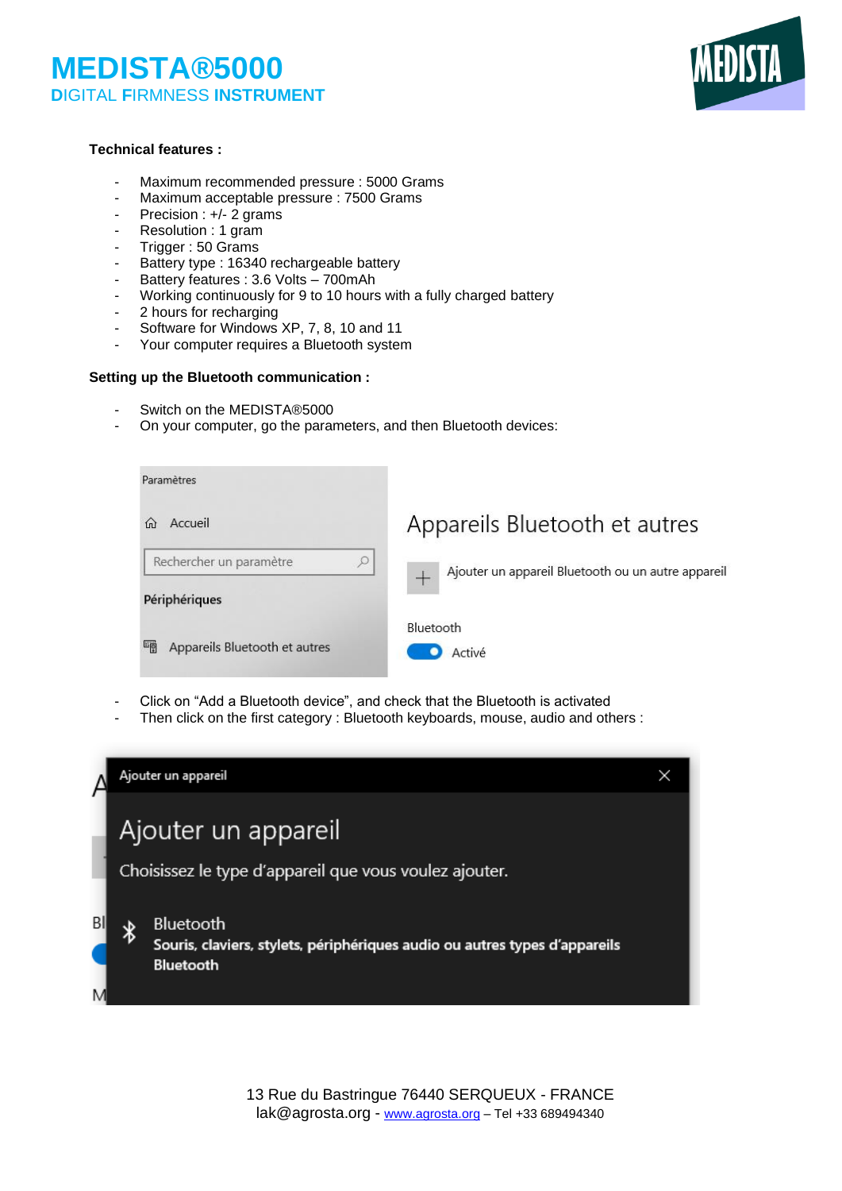**Technical features :**

- Maximum recommended pressure : 5000 Grams
- Maximum acceptable pressure : 7500 Grams
- Precision : +/- 2 grams
- Resolution : 1 gram
- Trigger : 50 Grams
- Battery type : 16340 rechargeable battery
- Battery features : 3.6 Volts – 700mAh
- Working continuously for 9 to 10 hours with a fully charged battery
- 2 hours for recharging
- Software for Windows XP, 7, 8, 10 and 11
- Your computer requires a Bluetooth system

**Setting up the Bluetooth communication :**

- Switch on the MEDISTA®5000
- On your computer, go the parameters, and then Bluetooth devices:

- Click on "Add a Bluetooth device", and check that the Bluetooth is activated
- Then click on the first category : Bluetooth keyboards, mouse, audio and others :

13 Rue du Bastringue 76440 SERQUEUX - FRANCE
lak@agrosta.org - www.agrosta.org – Tel +33 689494340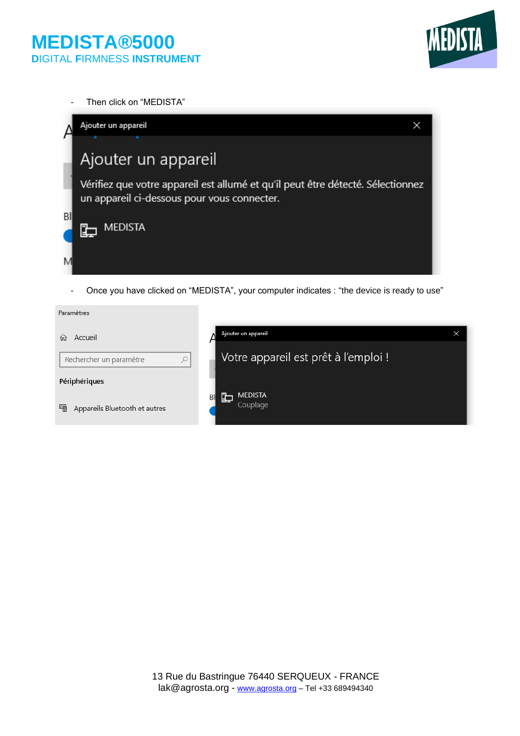- Then click on “MEDISTA”

Ajouter un appareil

Ajouter un appareil

Vérifiez que votre appareil est allumé et qu'il peut être détecté. Sélectionnez un appareil ci-dessous pour vous connecter.

MEDISTA

- Once you have clicked on “MEDISTA”, your computer indicates : “the device is ready to use”

Paramètres

Accueil

Rechercher un paramètre

Périphériques

Appareils Bluetooth et autres

Ajouter un appareil

Votre appareil est prêt à l'emploi !

MEDISTA
Couplage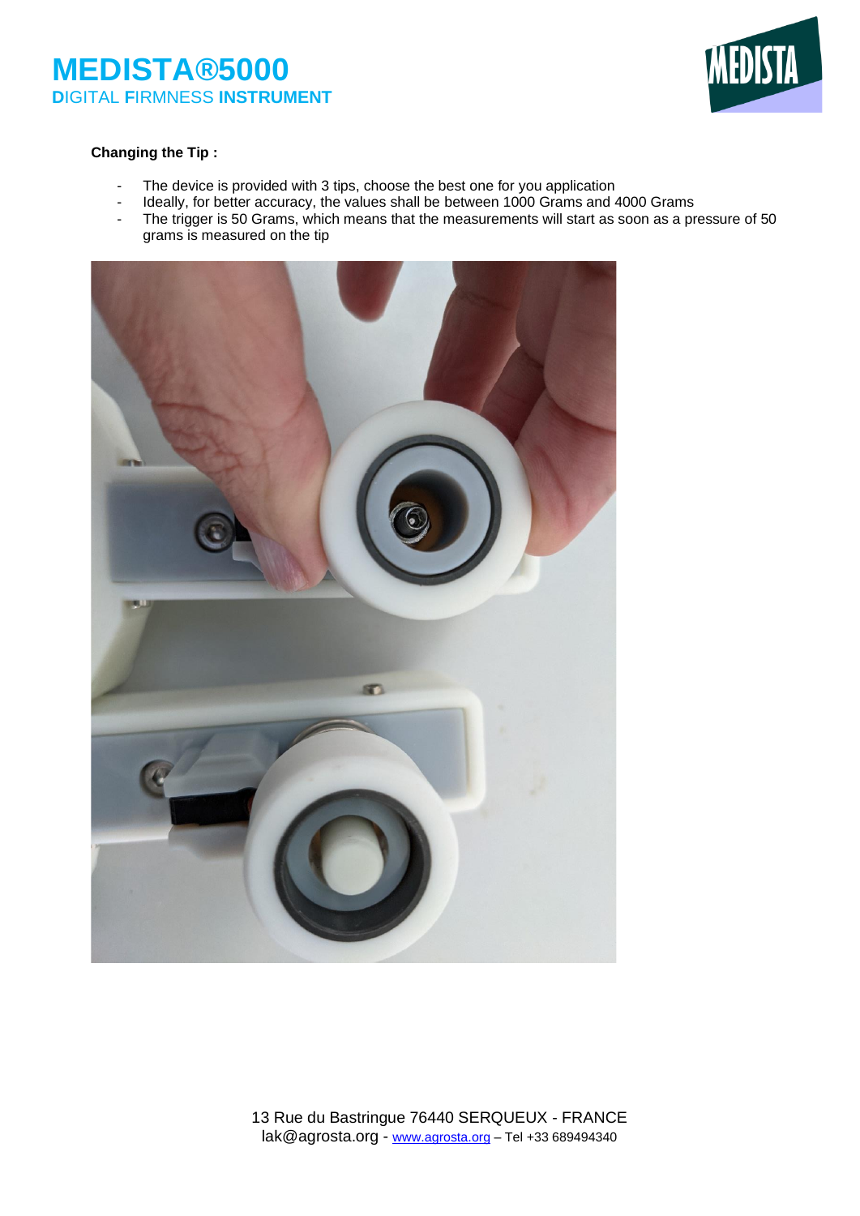**Changing the Tip :**

- The device is provided with 3 tips, choose the best one for you application
- Ideally, for better accuracy, the values shall be between 1000 Grams and 4000 Grams
- The trigger is 50 Grams, which means that the measurements will start as soon as a pressure of 50 grams is measured on the tip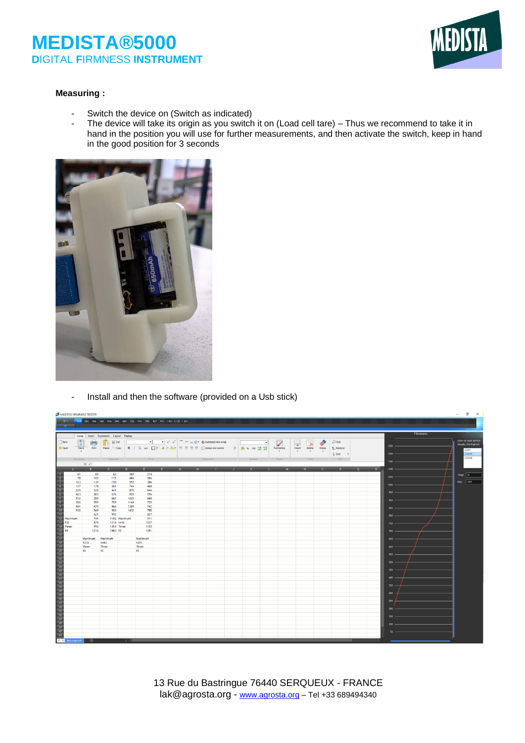# MEDISTA®5000

## DIGITAL FIRMNESS INSTRUMENT

**Measuring :**

- Switch the device on (Switch as indicated)
- The device will take its origin as you switch it on (Load cell tare) – Thus we recommend to take it in hand in the position you will use for further measurements, and then activate the switch, keep in hand in the good position for 3 seconds

- Install and then the software (provided on a Usb stick)

13 Rue du Bastringue 76440 SERQUEUX - FRANCE
lak@agrosta.org - www.agrosta.org – Tel +33 689494340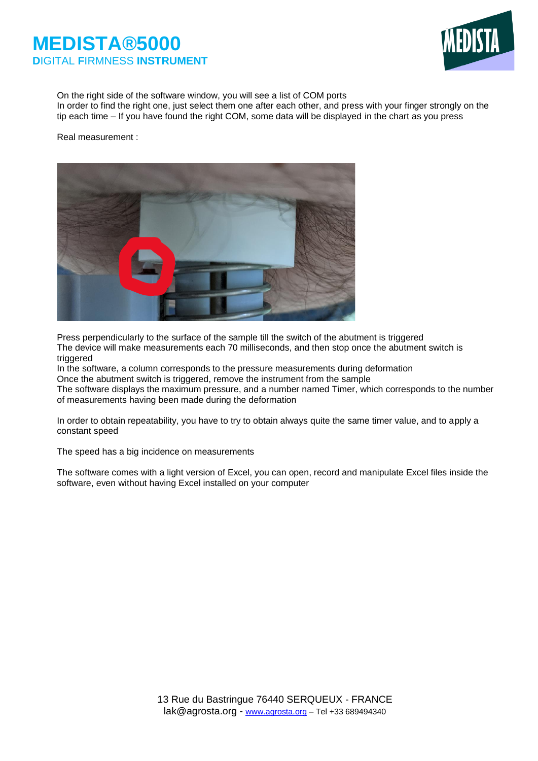On the right side of the software window, you will see a list of COM ports
In order to find the right one, just select them one after each other, and press with your finger strongly on the tip each time – If you have found the right COM, some data will be displayed in the chart as you press

Real measurement :

Press perpendicularly to the surface of the sample till the switch of the abutment is triggered
The device will make measurements each 70 milliseconds, and then stop once the abutment switch is triggered
In the software, a column corresponds to the pressure measurements during deformation
Once the abutment switch is triggered, remove the instrument from the sample
The software displays the maximum pressure, and a number named Timer, which corresponds to the number of measurements having been made during the deformation

In order to obtain repeatability, you have to try to obtain always quite the same timer value, and to apply a constant speed

The speed has a big incidence on measurements

The software comes with a light version of Excel, you can open, record and manipulate Excel files inside the software, even without having Excel installed on your computer